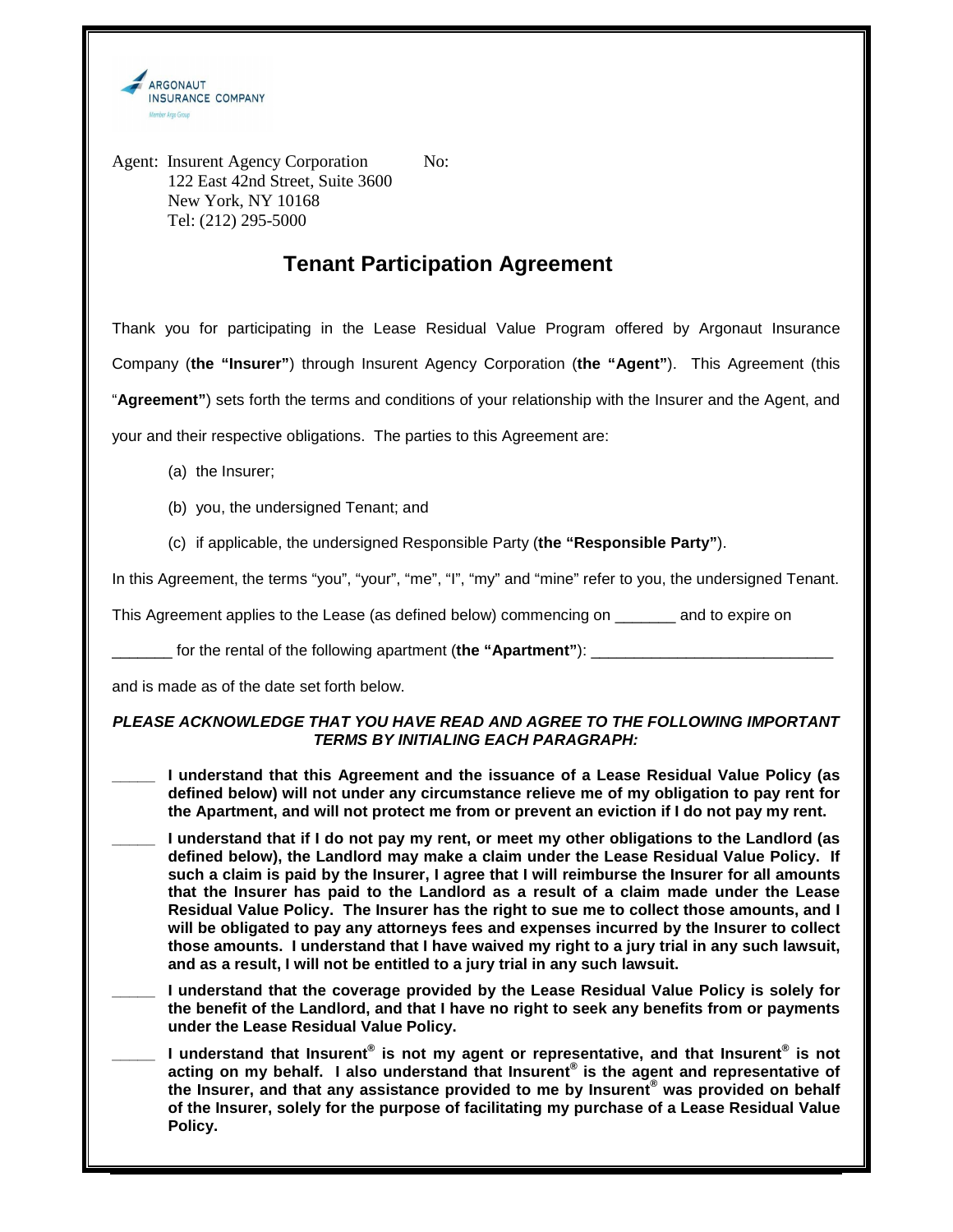ARGONAUT INSURANCE COMPANY
Member Argo Group

Agent: Insurent Agency Corporation No:
122 East 42nd Street, Suite 3600
New York, NY 10168
Tel: (212) 295-5000

# Tenant Participation Agreement

Thank you for participating in the Lease Residual Value Program offered by Argonaut Insurance Company (**the "Insurer"**) through Insurent Agency Corporation (**the "Agent"**). This Agreement (this "**Agreement"**) sets forth the terms and conditions of your relationship with the Insurer and the Agent, and your and their respective obligations. The parties to this Agreement are:

(a) the Insurer;

(b) you, the undersigned Tenant; and

(c) if applicable, the undersigned Responsible Party (**the "Responsible Party"**).

In this Agreement, the terms "you", "your", "me", "I", "my" and "mine" refer to you, the undersigned Tenant.

This Agreement applies to the Lease (as defined below) commencing on _______ and to expire on _______ for the rental of the following apartment (**the "Apartment"**): ____________________________ and is made as of the date set forth below.

***PLEASE ACKNOWLEDGE THAT YOU HAVE READ AND AGREE TO THE FOLLOWING IMPORTANT TERMS BY INITIALING EACH PARAGRAPH:***

_____ **I understand that this Agreement and the issuance of a Lease Residual Value Policy (as defined below) will not under any circumstance relieve me of my obligation to pay rent for the Apartment, and will not protect me from or prevent an eviction if I do not pay my rent.**

_____ **I understand that if I do not pay my rent, or meet my other obligations to the Landlord (as defined below), the Landlord may make a claim under the Lease Residual Value Policy. If such a claim is paid by the Insurer, I agree that I will reimburse the Insurer for all amounts that the Insurer has paid to the Landlord as a result of a claim made under the Lease Residual Value Policy. The Insurer has the right to sue me to collect those amounts, and I will be obligated to pay any attorneys fees and expenses incurred by the Insurer to collect those amounts. I understand that I have waived my right to a jury trial in any such lawsuit, and as a result, I will not be entitled to a jury trial in any such lawsuit.**

_____ **I understand that the coverage provided by the Lease Residual Value Policy is solely for the benefit of the Landlord, and that I have no right to seek any benefits from or payments under the Lease Residual Value Policy.**

_____ **I understand that Insurent® is not my agent or representative, and that Insurent® is not acting on my behalf. I also understand that Insurent® is the agent and representative of the Insurer, and that any assistance provided to me by Insurent® was provided on behalf of the Insurer, solely for the purpose of facilitating my purchase of a Lease Residual Value Policy.**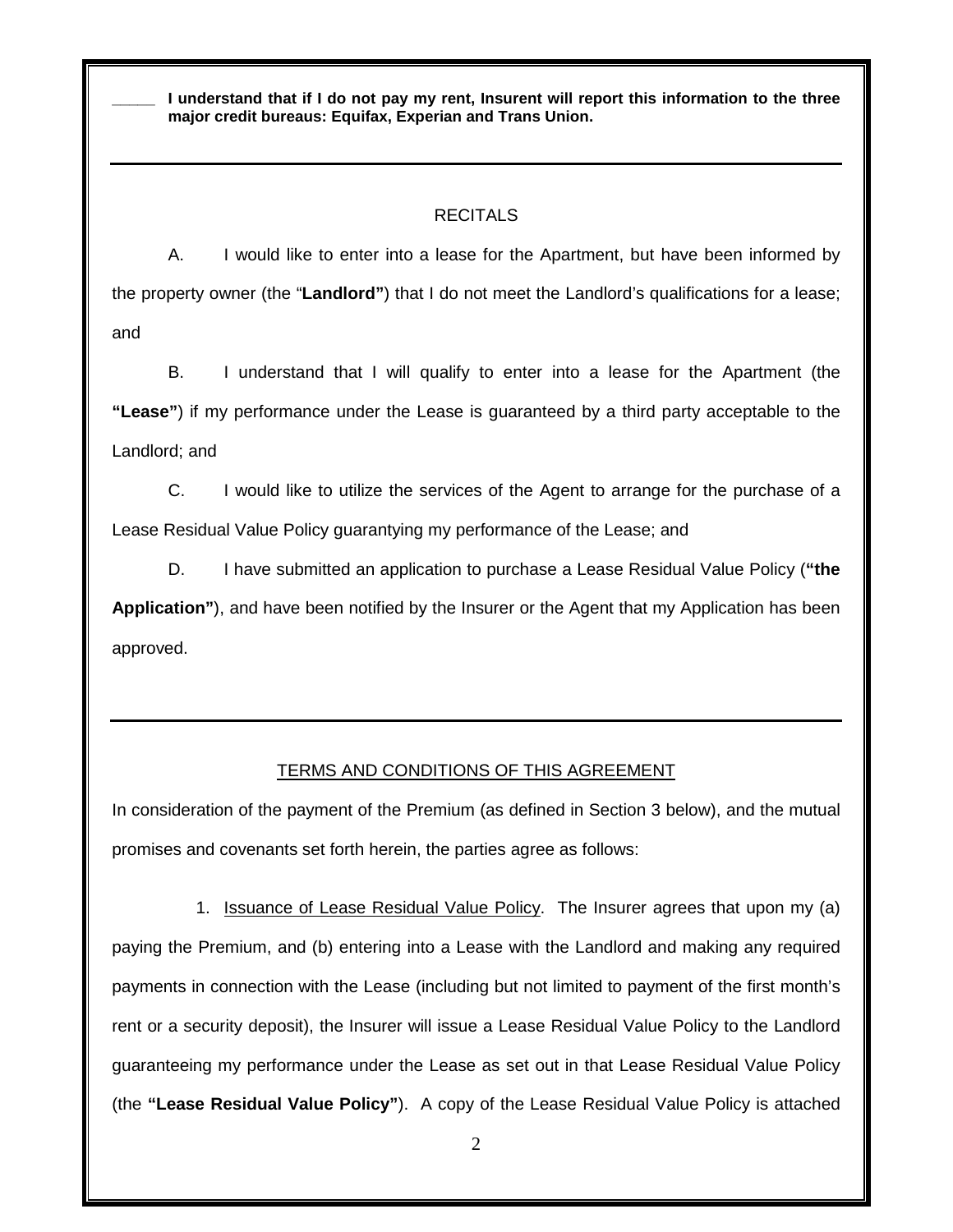_____ **I understand that if I do not pay my rent, Insurent will report this information to the three major credit bureaus: Equifax, Experian and Trans Union.**

---

## RECITALS

A. I would like to enter into a lease for the Apartment, but have been informed by the property owner (the "**Landlord"**) that I do not meet the Landlord's qualifications for a lease; and

B. I understand that I will qualify to enter into a lease for the Apartment (the **"Lease"**) if my performance under the Lease is guaranteed by a third party acceptable to the Landlord; and

C. I would like to utilize the services of the Agent to arrange for the purchase of a Lease Residual Value Policy guarantying my performance of the Lease; and

D. I have submitted an application to purchase a Lease Residual Value Policy (**"the Application"**), and have been notified by the Insurer or the Agent that my Application has been approved.

---

## TERMS AND CONDITIONS OF THIS AGREEMENT

In consideration of the payment of the Premium (as defined in Section 3 below), and the mutual promises and covenants set forth herein, the parties agree as follows:

1. Issuance of Lease Residual Value Policy. The Insurer agrees that upon my (a) paying the Premium, and (b) entering into a Lease with the Landlord and making any required payments in connection with the Lease (including but not limited to payment of the first month's rent or a security deposit), the Insurer will issue a Lease Residual Value Policy to the Landlord guaranteeing my performance under the Lease as set out in that Lease Residual Value Policy (the **"Lease Residual Value Policy"**). A copy of the Lease Residual Value Policy is attached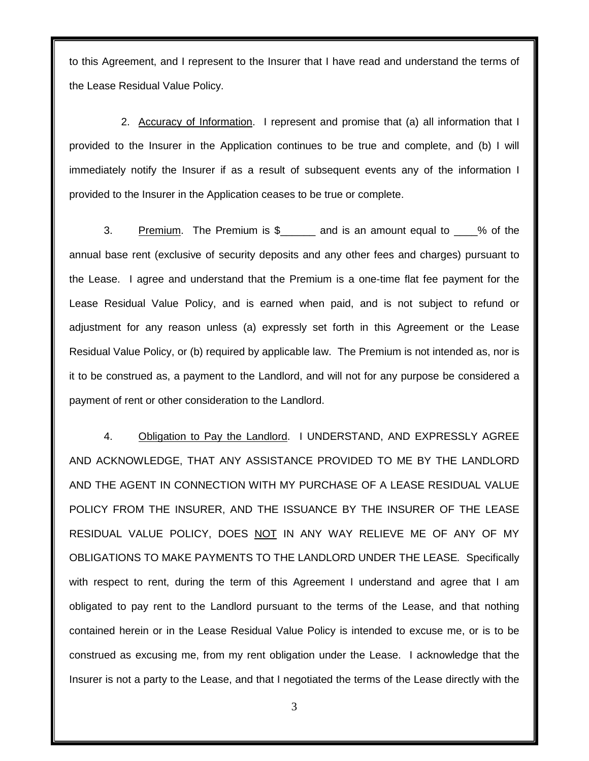to this Agreement, and I represent to the Insurer that I have read and understand the terms of the Lease Residual Value Policy.

2. Accuracy of Information. I represent and promise that (a) all information that I provided to the Insurer in the Application continues to be true and complete, and (b) I will immediately notify the Insurer if as a result of subsequent events any of the information I provided to the Insurer in the Application ceases to be true or complete.

3. Premium. The Premium is $______ and is an amount equal to ____% of the annual base rent (exclusive of security deposits and any other fees and charges) pursuant to the Lease. I agree and understand that the Premium is a one-time flat fee payment for the Lease Residual Value Policy, and is earned when paid, and is not subject to refund or adjustment for any reason unless (a) expressly set forth in this Agreement or the Lease Residual Value Policy, or (b) required by applicable law. The Premium is not intended as, nor is it to be construed as, a payment to the Landlord, and will not for any purpose be considered a payment of rent or other consideration to the Landlord.

4. Obligation to Pay the Landlord. I UNDERSTAND, AND EXPRESSLY AGREE AND ACKNOWLEDGE, THAT ANY ASSISTANCE PROVIDED TO ME BY THE LANDLORD AND THE AGENT IN CONNECTION WITH MY PURCHASE OF A LEASE RESIDUAL VALUE POLICY FROM THE INSURER, AND THE ISSUANCE BY THE INSURER OF THE LEASE RESIDUAL VALUE POLICY, DOES NOT IN ANY WAY RELIEVE ME OF ANY OF MY OBLIGATIONS TO MAKE PAYMENTS TO THE LANDLORD UNDER THE LEASE. Specifically with respect to rent, during the term of this Agreement I understand and agree that I am obligated to pay rent to the Landlord pursuant to the terms of the Lease, and that nothing contained herein or in the Lease Residual Value Policy is intended to excuse me, or is to be construed as excusing me, from my rent obligation under the Lease. I acknowledge that the Insurer is not a party to the Lease, and that I negotiated the terms of the Lease directly with the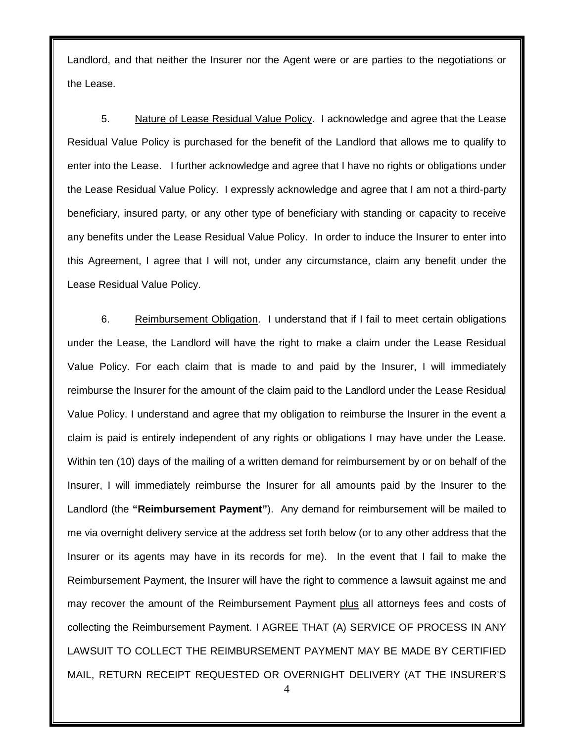Landlord, and that neither the Insurer nor the Agent were or are parties to the negotiations or the Lease.

5. Nature of Lease Residual Value Policy. I acknowledge and agree that the Lease Residual Value Policy is purchased for the benefit of the Landlord that allows me to qualify to enter into the Lease. I further acknowledge and agree that I have no rights or obligations under the Lease Residual Value Policy. I expressly acknowledge and agree that I am not a third-party beneficiary, insured party, or any other type of beneficiary with standing or capacity to receive any benefits under the Lease Residual Value Policy. In order to induce the Insurer to enter into this Agreement, I agree that I will not, under any circumstance, claim any benefit under the Lease Residual Value Policy.

6. Reimbursement Obligation. I understand that if I fail to meet certain obligations under the Lease, the Landlord will have the right to make a claim under the Lease Residual Value Policy. For each claim that is made to and paid by the Insurer, I will immediately reimburse the Insurer for the amount of the claim paid to the Landlord under the Lease Residual Value Policy. I understand and agree that my obligation to reimburse the Insurer in the event a claim is paid is entirely independent of any rights or obligations I may have under the Lease. Within ten (10) days of the mailing of a written demand for reimbursement by or on behalf of the Insurer, I will immediately reimburse the Insurer for all amounts paid by the Insurer to the Landlord (the **"Reimbursement Payment"**). Any demand for reimbursement will be mailed to me via overnight delivery service at the address set forth below (or to any other address that the Insurer or its agents may have in its records for me). In the event that I fail to make the Reimbursement Payment, the Insurer will have the right to commence a lawsuit against me and may recover the amount of the Reimbursement Payment plus all attorneys fees and costs of collecting the Reimbursement Payment. I AGREE THAT (A) SERVICE OF PROCESS IN ANY LAWSUIT TO COLLECT THE REIMBURSEMENT PAYMENT MAY BE MADE BY CERTIFIED MAIL, RETURN RECEIPT REQUESTED OR OVERNIGHT DELIVERY (AT THE INSURER'S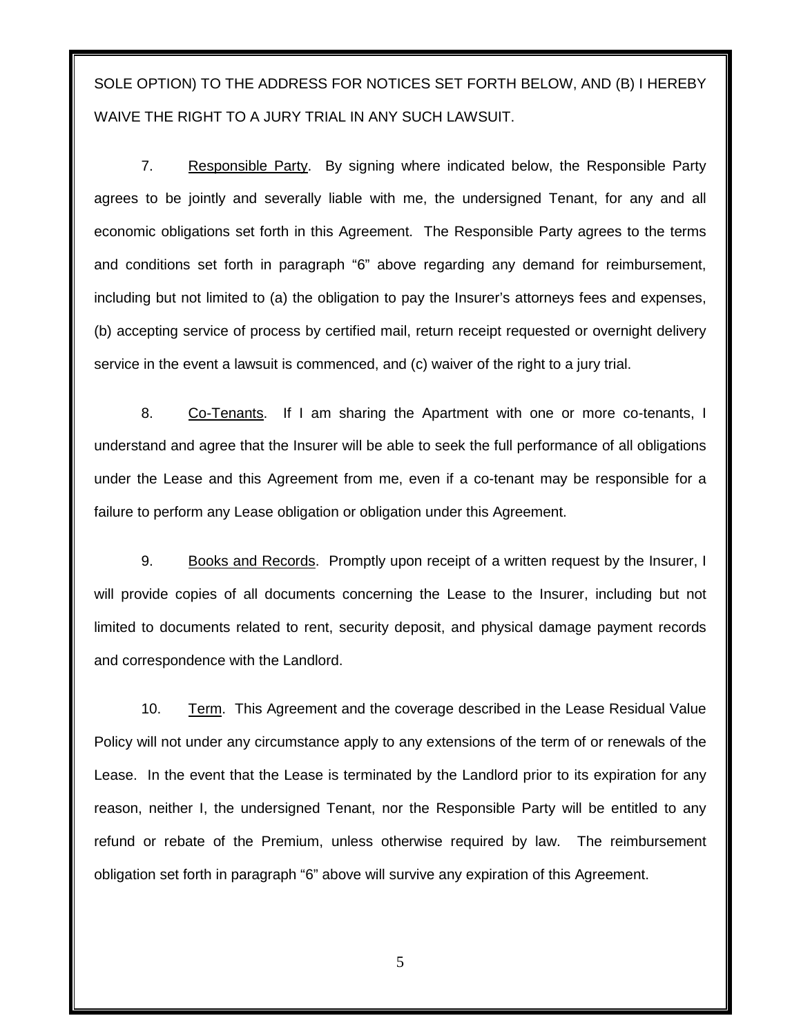SOLE OPTION) TO THE ADDRESS FOR NOTICES SET FORTH BELOW, AND (B) I HEREBY WAIVE THE RIGHT TO A JURY TRIAL IN ANY SUCH LAWSUIT.

7. Responsible Party. By signing where indicated below, the Responsible Party agrees to be jointly and severally liable with me, the undersigned Tenant, for any and all economic obligations set forth in this Agreement. The Responsible Party agrees to the terms and conditions set forth in paragraph "6" above regarding any demand for reimbursement, including but not limited to (a) the obligation to pay the Insurer's attorneys fees and expenses, (b) accepting service of process by certified mail, return receipt requested or overnight delivery service in the event a lawsuit is commenced, and (c) waiver of the right to a jury trial.

8. Co-Tenants. If I am sharing the Apartment with one or more co-tenants, I understand and agree that the Insurer will be able to seek the full performance of all obligations under the Lease and this Agreement from me, even if a co-tenant may be responsible for a failure to perform any Lease obligation or obligation under this Agreement.

9. Books and Records. Promptly upon receipt of a written request by the Insurer, I will provide copies of all documents concerning the Lease to the Insurer, including but not limited to documents related to rent, security deposit, and physical damage payment records and correspondence with the Landlord.

10. Term. This Agreement and the coverage described in the Lease Residual Value Policy will not under any circumstance apply to any extensions of the term of or renewals of the Lease. In the event that the Lease is terminated by the Landlord prior to its expiration for any reason, neither I, the undersigned Tenant, nor the Responsible Party will be entitled to any refund or rebate of the Premium, unless otherwise required by law. The reimbursement obligation set forth in paragraph "6" above will survive any expiration of this Agreement.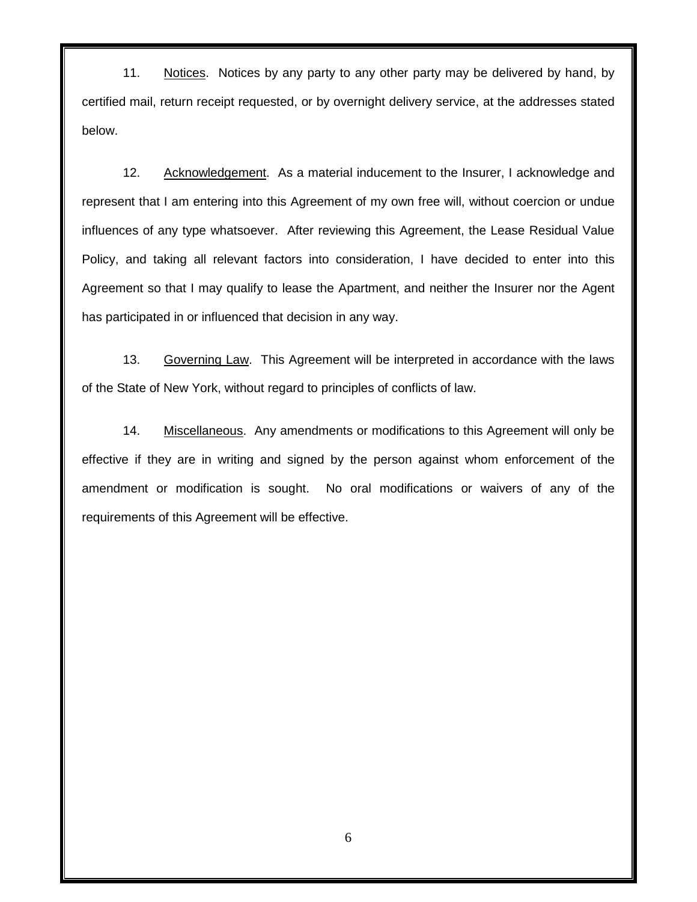11. Notices. Notices by any party to any other party may be delivered by hand, by certified mail, return receipt requested, or by overnight delivery service, at the addresses stated below.

12. Acknowledgement. As a material inducement to the Insurer, I acknowledge and represent that I am entering into this Agreement of my own free will, without coercion or undue influences of any type whatsoever. After reviewing this Agreement, the Lease Residual Value Policy, and taking all relevant factors into consideration, I have decided to enter into this Agreement so that I may qualify to lease the Apartment, and neither the Insurer nor the Agent has participated in or influenced that decision in any way.

13. Governing Law. This Agreement will be interpreted in accordance with the laws of the State of New York, without regard to principles of conflicts of law.

14. Miscellaneous. Any amendments or modifications to this Agreement will only be effective if they are in writing and signed by the person against whom enforcement of the amendment or modification is sought. No oral modifications or waivers of any of the requirements of this Agreement will be effective.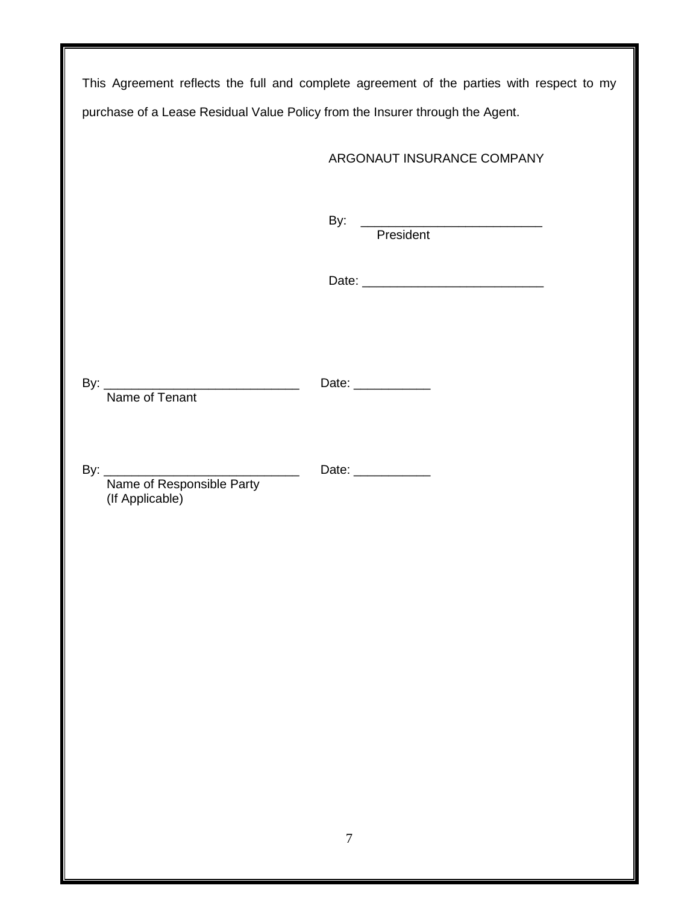This Agreement reflects the full and complete agreement of the parties with respect to my purchase of a Lease Residual Value Policy from the Insurer through the Agent.

ARGONAUT INSURANCE COMPANY

By: ___________________________
President

Date: ___________________________

By: ___________________________ Date: ___________
Name of Tenant

By: ___________________________ Date: ___________
Name of Responsible Party
(If Applicable)